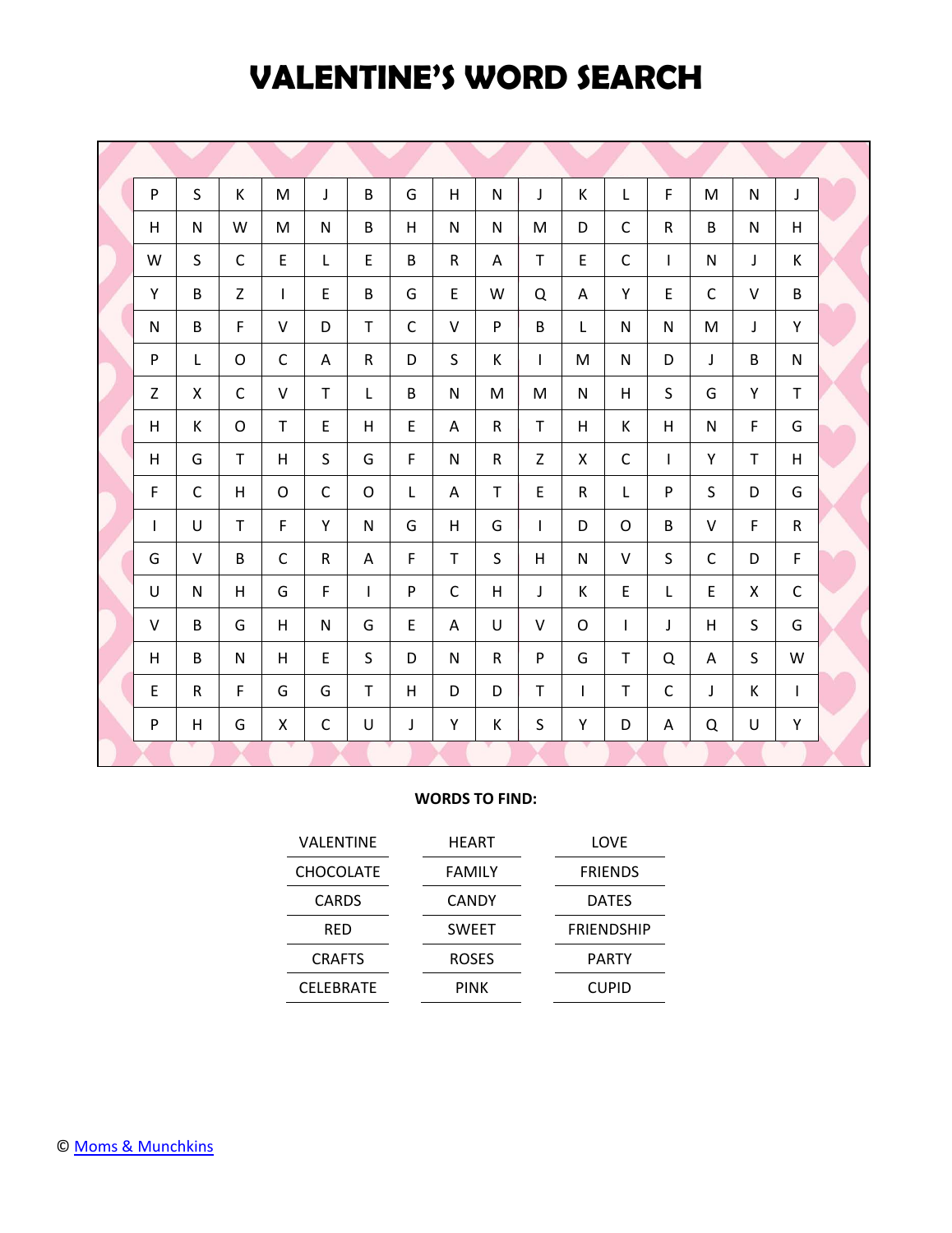# VALENTINE'S WORD SEARCH

| | | | | | | | | | | | | | | | |
|---|---|---|---|---|---|---|---|---|---|---|---|---|---|---|---|
| P | S | K | M | J | B | G | H | N | J | K | L | F | M | N | J |
| H | N | W | M | N | B | H | N | N | M | D | C | R | B | N | H |
| W | S | C | E | L | E | B | R | A | T | E | C | I | N | J | K |
| Y | B | Z | I | E | B | G | E | W | Q | A | Y | E | C | V | B |
| N | B | F | V | D | T | C | V | P | B | L | N | N | M | J | Y |
| P | L | O | C | A | R | D | S | K | I | M | N | D | J | B | N |
| Z | X | C | V | T | L | B | N | M | M | N | H | S | G | Y | T |
| H | K | O | T | E | H | E | A | R | T | H | K | H | N | F | G |
| H | G | T | H | S | G | F | N | R | Z | X | C | I | Y | T | H |
| F | C | H | O | C | O | L | A | T | E | R | L | P | S | D | G |
| I | U | T | F | Y | N | G | H | G | I | D | O | B | V | F | R |
| G | V | B | C | R | A | F | T | S | H | N | V | S | C | D | F |
| U | N | H | G | F | I | P | C | H | J | K | E | L | E | X | C |
| V | B | G | H | N | G | E | A | U | V | O | I | J | H | S | G |
| H | B | N | H | E | S | D | N | R | P | G | T | Q | A | S | W |
| E | R | F | G | G | T | H | D | D | T | I | T | C | J | K | I |
| P | H | G | X | C | U | J | Y | K | S | Y | D | A | Q | U | Y |

**WORDS TO FIND:**

| | | |
|---|---|---|
| VALENTINE | HEART | LOVE |
| CHOCOLATE | FAMILY | FRIENDS |
| CARDS | CANDY | DATES |
| RED | SWEET | FRIENDSHIP |
| CRAFTS | ROSES | PARTY |
| CELEBRATE | PINK | CUPID |

© Moms & Munchkins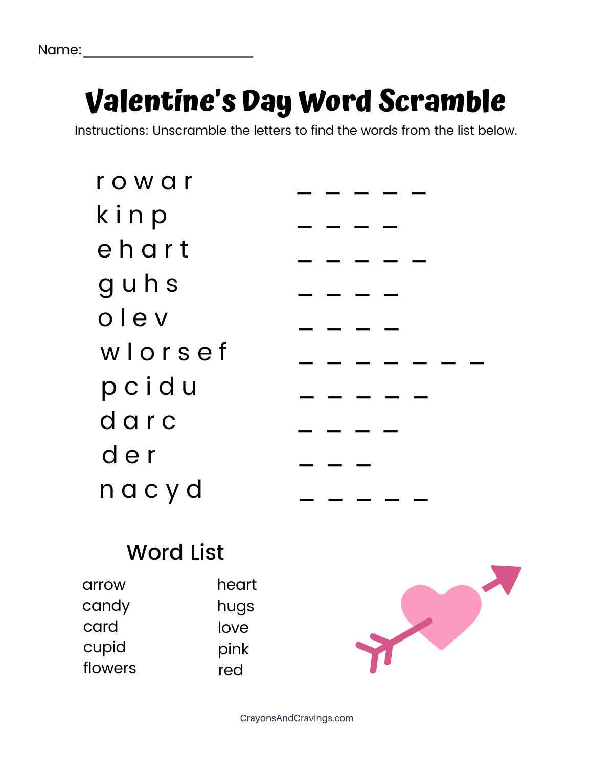Name: ______________________

# Valentine's Day Word Scramble

Instructions: Unscramble the letters to find the words from the list below.

| | |
|---|---|
| r o w a r | _ _ _ _ _ |
| k i n p | _ _ _ _ |
| e h a r t | _ _ _ _ _ |
| g u h s | _ _ _ _ |
| o l e v | _ _ _ _ |
| w l o r s e f | _ _ _ _ _ _ _ |
| p c i d u | _ _ _ _ _ |
| d a r c | _ _ _ _ |
| d e r | _ _ _ |
| n a c y d | _ _ _ _ _ |

## Word List

- arrow
- candy
- card
- cupid
- flowers
- heart
- hugs
- love
- pink
- red

CrayonsAndCravings.com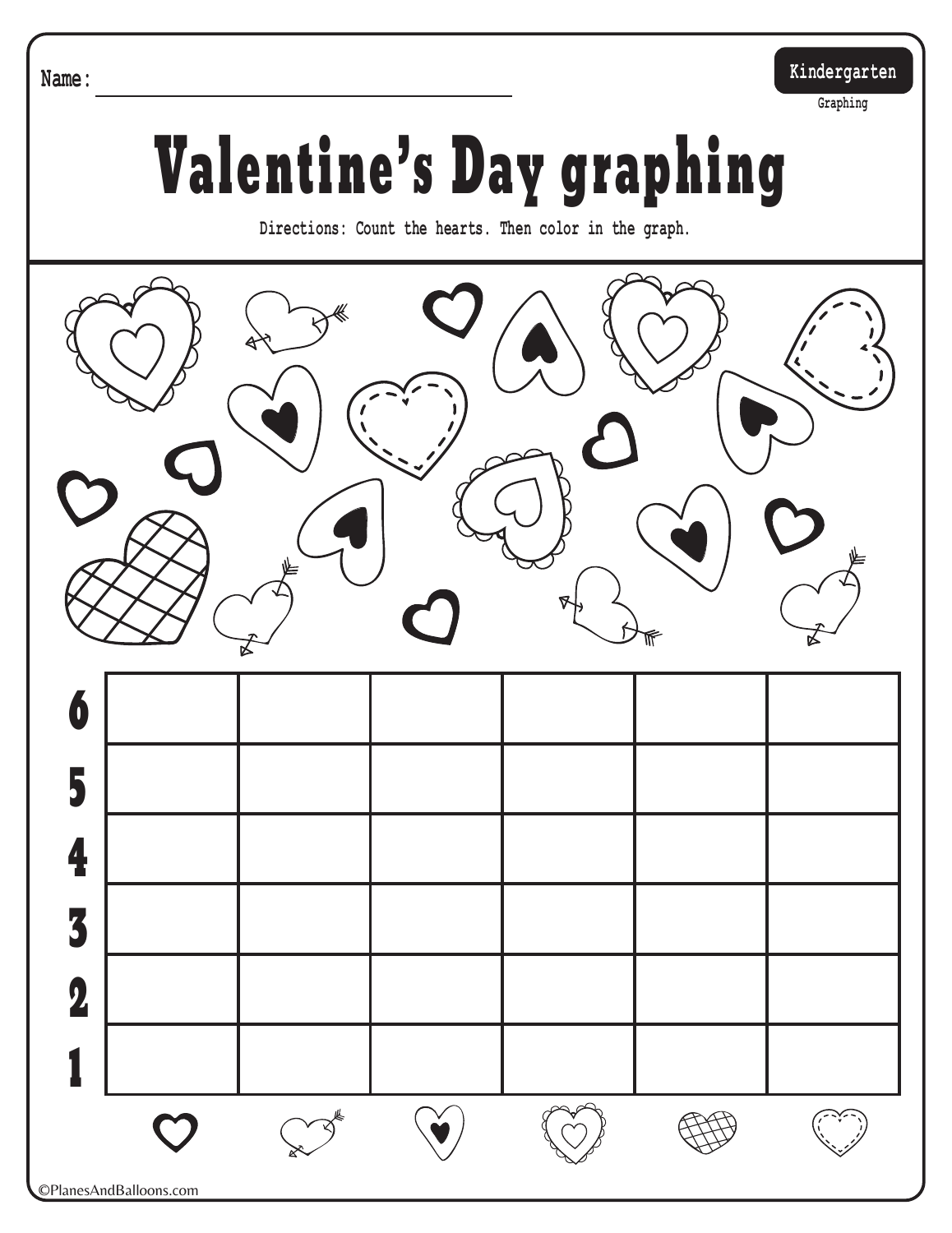Name: ______________________________

Kindergarten

Graphing

# Valentine's Day graphing

Directions: Count the hearts. Then color in the graph.

| | | | | | | |
|---|---|---|---|---|---|---|
| 6 | | | | | | |
| 5 | | | | | | |
| 4 | | | | | | |
| 3 | | | | | | |
| 2 | | | | | | |
| 1 | | | | | | |

©PlanesAndBalloons.com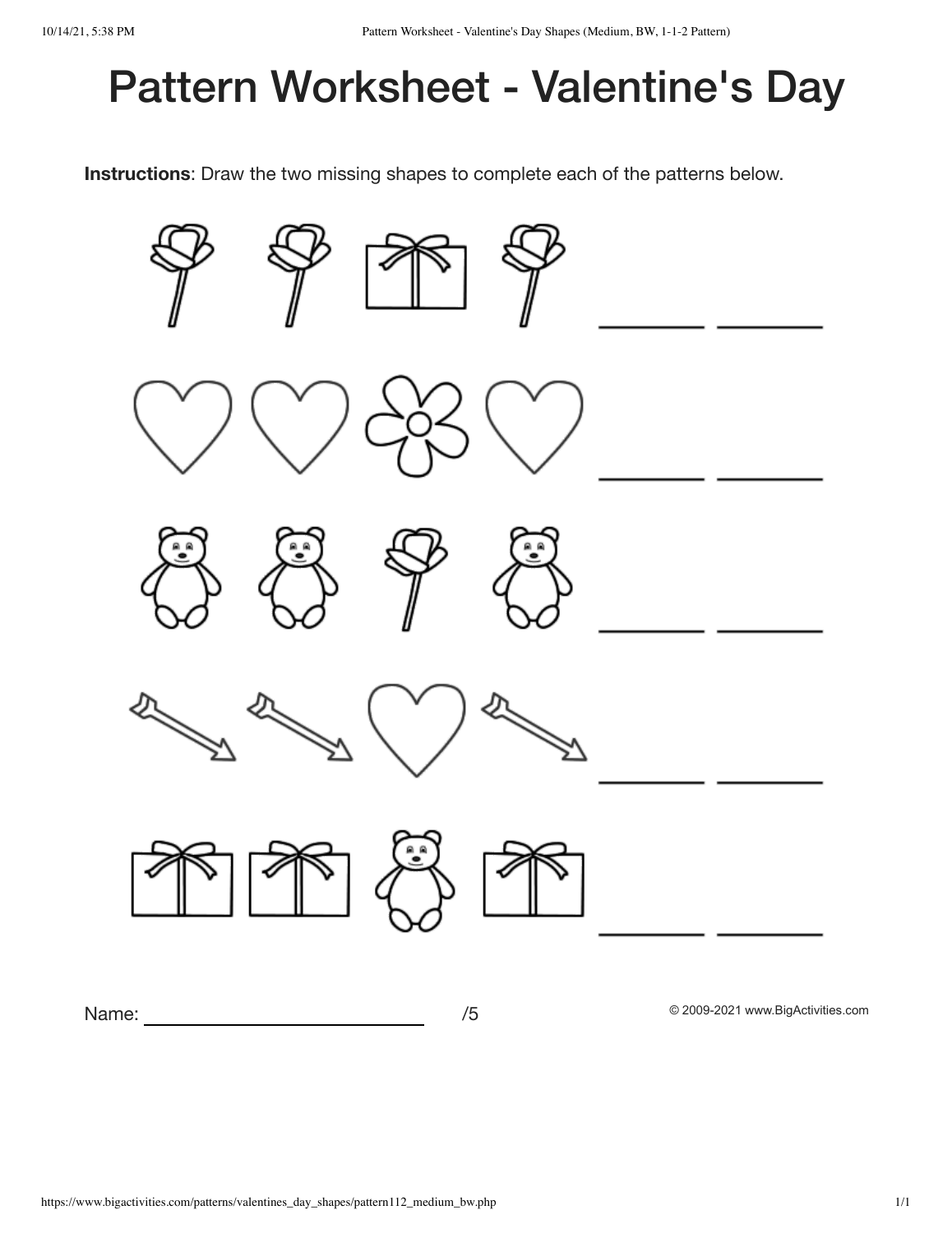# Pattern Worksheet - Valentine's Day

**Instructions**: Draw the two missing shapes to complete each of the patterns below.

\_\_\_\_\_\_ \_\_\_\_\_\_

\_\_\_\_\_\_ \_\_\_\_\_\_

\_\_\_\_\_\_ \_\_\_\_\_\_

\_\_\_\_\_\_ \_\_\_\_\_\_

\_\_\_\_\_\_ \_\_\_\_\_\_

Name: \_\_\_\_\_\_\_\_\_\_\_\_\_\_\_\_\_\_\_\_\_\_\_\_ /5

© 2009-2021 www.BigActivities.com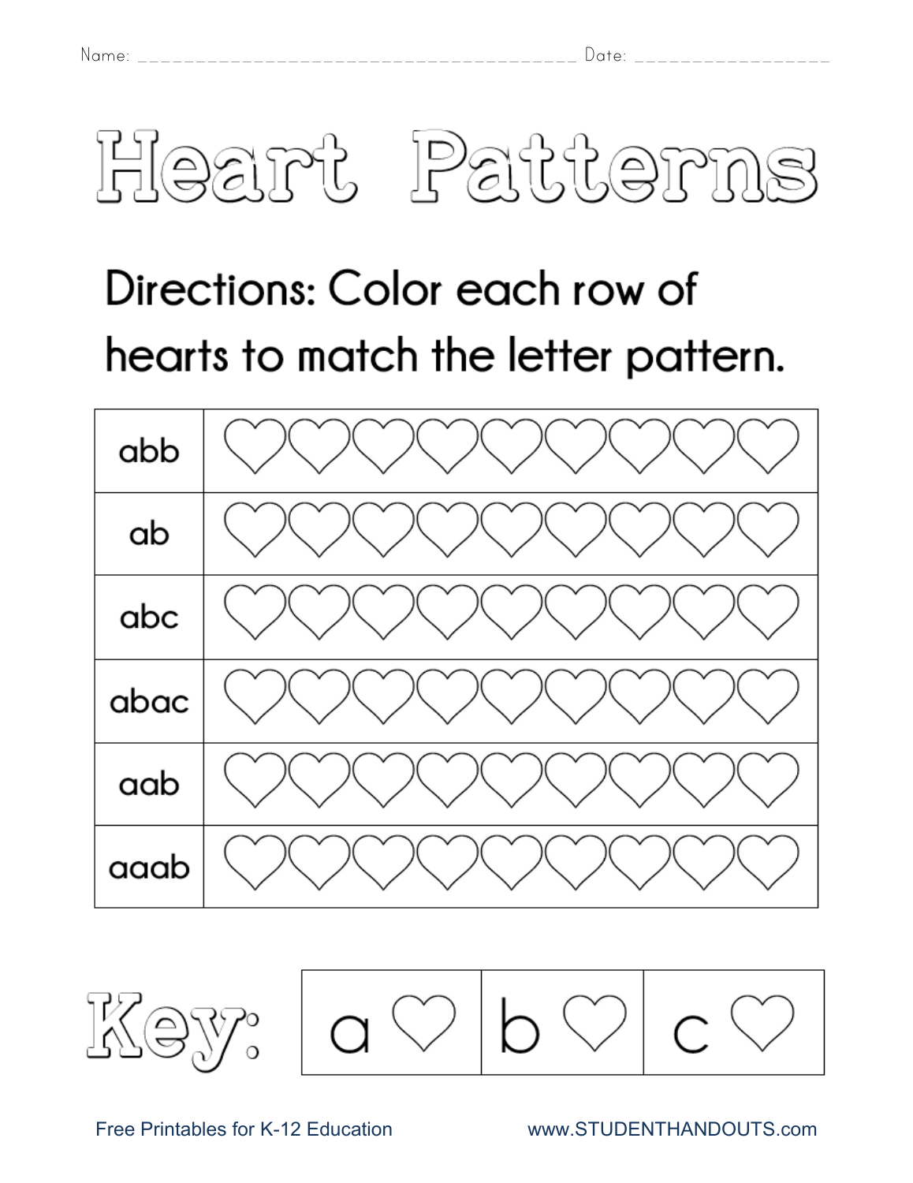Name: ______________________________________ Date: ________________

# Heart Patterns

## Directions: Color each row of hearts to match the letter pattern.

| | |
|---|---|
| abb | ♡♡♡♡♡♡♡♡♡ |
| ab | ♡♡♡♡♡♡♡♡♡ |
| abc | ♡♡♡♡♡♡♡♡♡ |
| abac | ♡♡♡♡♡♡♡♡♡ |
| aab | ♡♡♡♡♡♡♡♡♡ |
| aaab | ♡♡♡♡♡♡♡♡♡ |

**Key:**

| a ♡ | b ♡ | c ♡ |
|---|---|---|

Free Printables for K-12 Education www.STUDENTHANDOUTS.com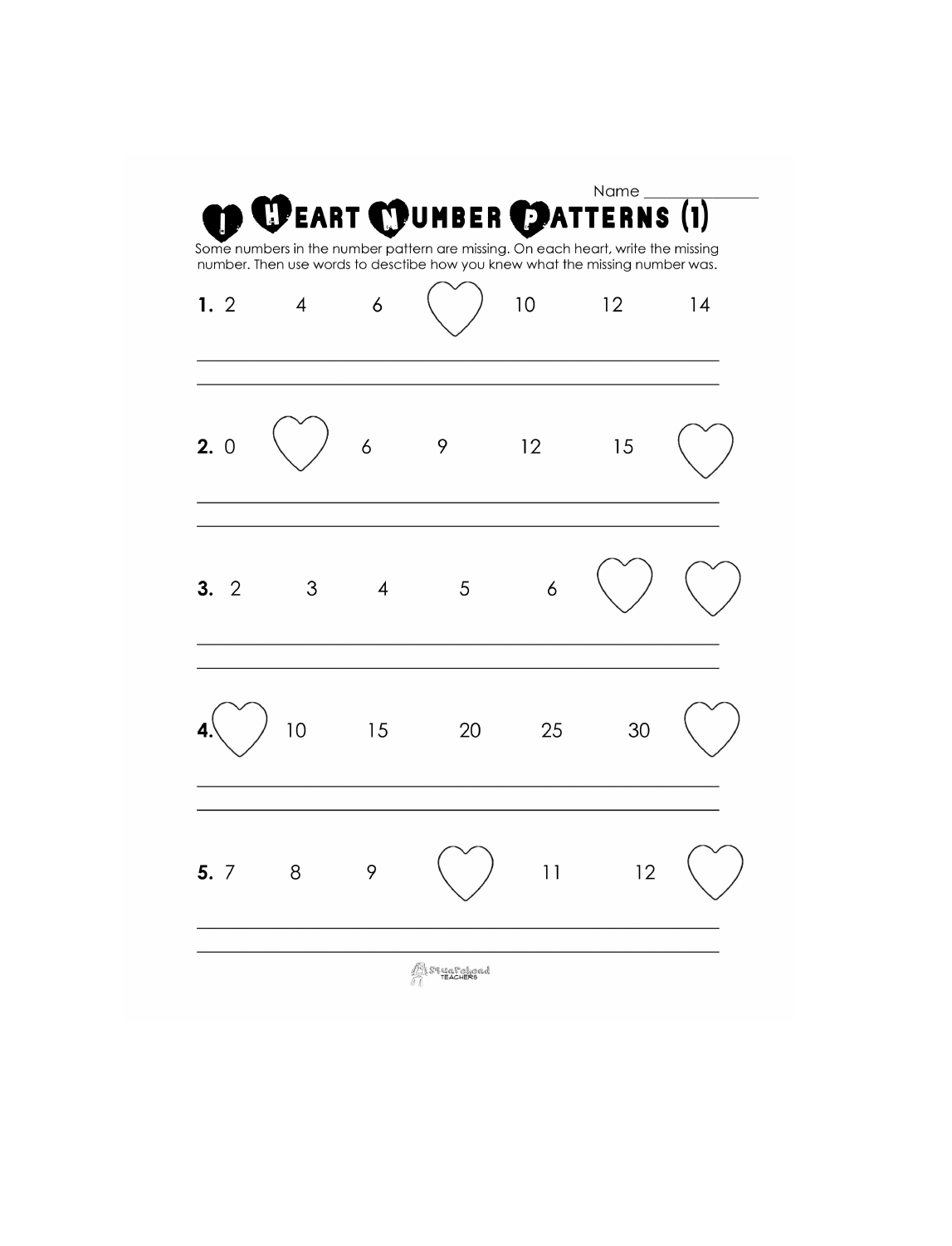Name _______________

# I Heart Number Patterns (1)

Some numbers in the number pattern are missing. On each heart, write the missing number. Then use words to desctibe how you knew what the missing number was.

**1.** 2 4 6 ♡ 10 12 14

_______________________________________________

_______________________________________________

**2.** 0 ♡ 6 9 12 15 ♡

_______________________________________________

_______________________________________________

**3.** 2 3 4 5 6 ♡ ♡

_______________________________________________

_______________________________________________

**4.** ♡ 10 15 20 25 30 ♡

_______________________________________________

_______________________________________________

**5.** 7 8 9 ♡ 11 12 ♡

_______________________________________________

_______________________________________________

Squarehead Teachers